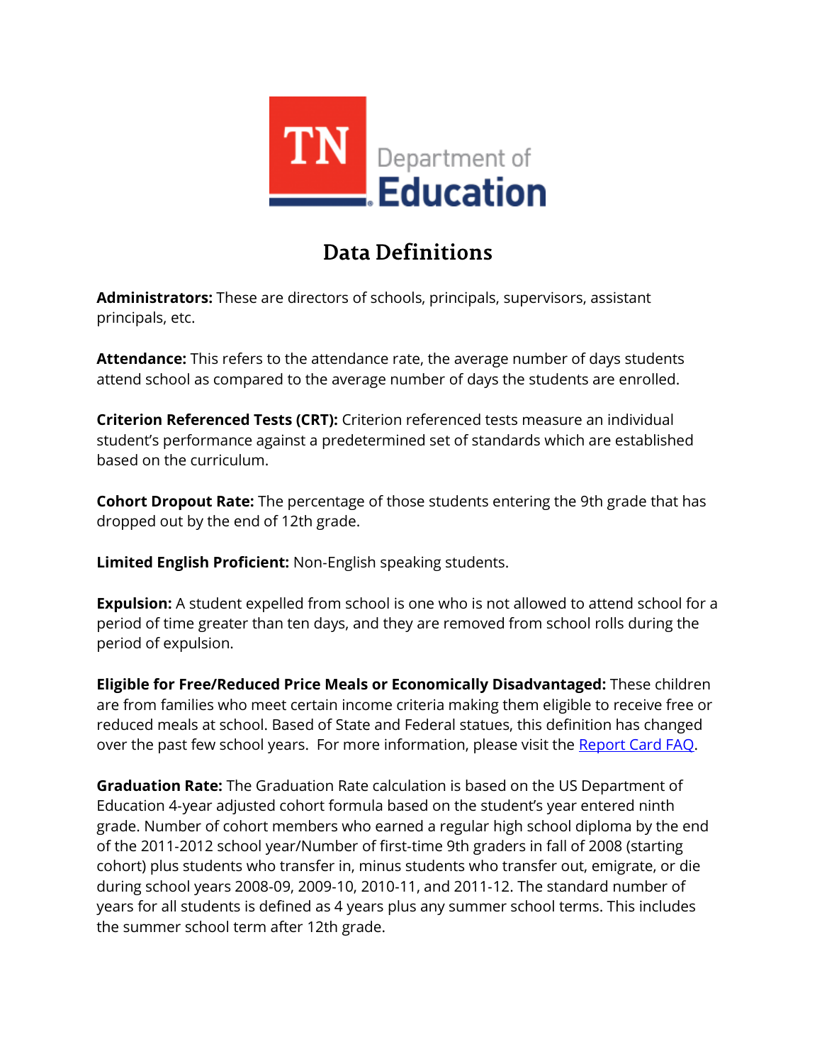TN Department of Education

# Data Definitions

**Administrators:** These are directors of schools, principals, supervisors, assistant principals, etc.

**Attendance:** This refers to the attendance rate, the average number of days students attend school as compared to the average number of days the students are enrolled.

**Criterion Referenced Tests (CRT):** Criterion referenced tests measure an individual student's performance against a predetermined set of standards which are established based on the curriculum.

**Cohort Dropout Rate:** The percentage of those students entering the 9th grade that has dropped out by the end of 12th grade.

**Limited English Proficient:** Non-English speaking students.

**Expulsion:** A student expelled from school is one who is not allowed to attend school for a period of time greater than ten days, and they are removed from school rolls during the period of expulsion.

**Eligible for Free/Reduced Price Meals or Economically Disadvantaged:** These children are from families who meet certain income criteria making them eligible to receive free or reduced meals at school. Based of State and Federal statues, this definition has changed over the past few school years. For more information, please visit the [Report Card FAQ](Report Card FAQ).

**Graduation Rate:** The Graduation Rate calculation is based on the US Department of Education 4-year adjusted cohort formula based on the student's year entered ninth grade. Number of cohort members who earned a regular high school diploma by the end of the 2011-2012 school year/Number of first-time 9th graders in fall of 2008 (starting cohort) plus students who transfer in, minus students who transfer out, emigrate, or die during school years 2008-09, 2009-10, 2010-11, and 2011-12. The standard number of years for all students is defined as 4 years plus any summer school terms. This includes the summer school term after 12th grade.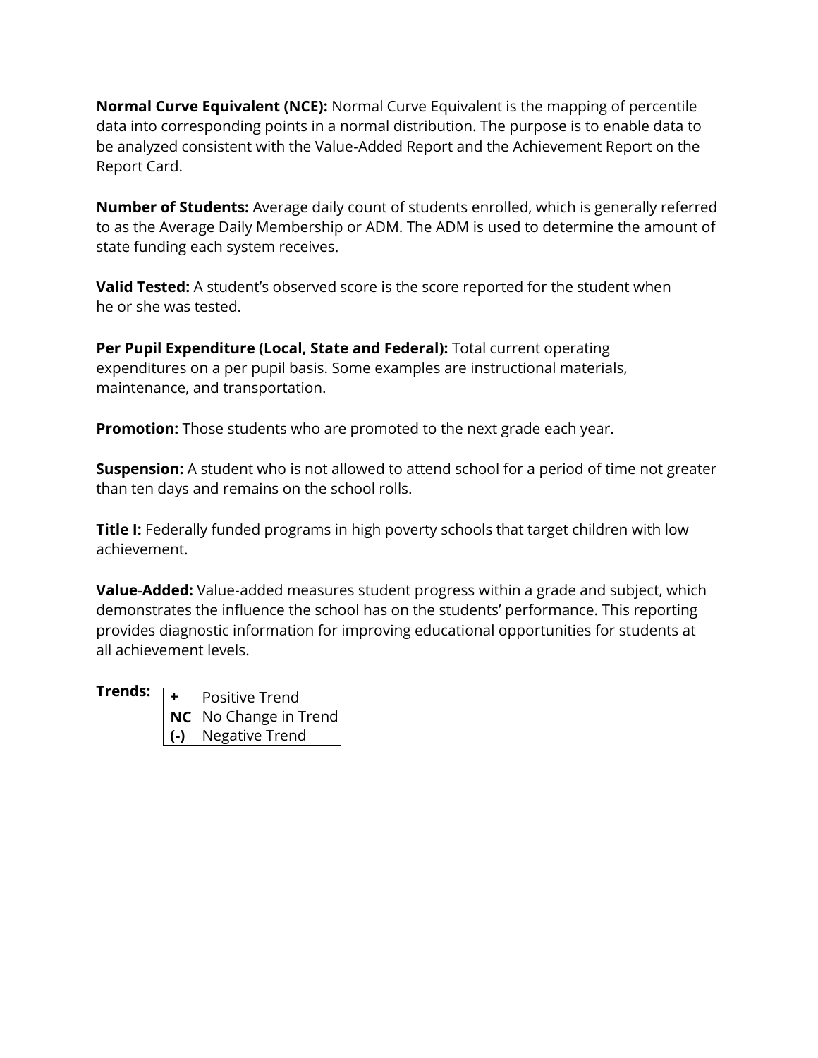**Normal Curve Equivalent (NCE):** Normal Curve Equivalent is the mapping of percentile data into corresponding points in a normal distribution. The purpose is to enable data to be analyzed consistent with the Value-Added Report and the Achievement Report on the Report Card.

**Number of Students:** Average daily count of students enrolled, which is generally referred to as the Average Daily Membership or ADM. The ADM is used to determine the amount of state funding each system receives.

**Valid Tested:** A student's observed score is the score reported for the student when he or she was tested.

**Per Pupil Expenditure (Local, State and Federal):** Total current operating expenditures on a per pupil basis. Some examples are instructional materials, maintenance, and transportation.

**Promotion:** Those students who are promoted to the next grade each year.

**Suspension:** A student who is not allowed to attend school for a period of time not greater than ten days and remains on the school rolls.

**Title I:** Federally funded programs in high poverty schools that target children with low achievement.

**Value-Added:** Value-added measures student progress within a grade and subject, which demonstrates the influence the school has on the students' performance. This reporting provides diagnostic information for improving educational opportunities for students at all achievement levels.

**Trends:**

| | |
|---|---|
| **+** | Positive Trend |
| **NC** | No Change in Trend |
| **(-)** | Negative Trend |